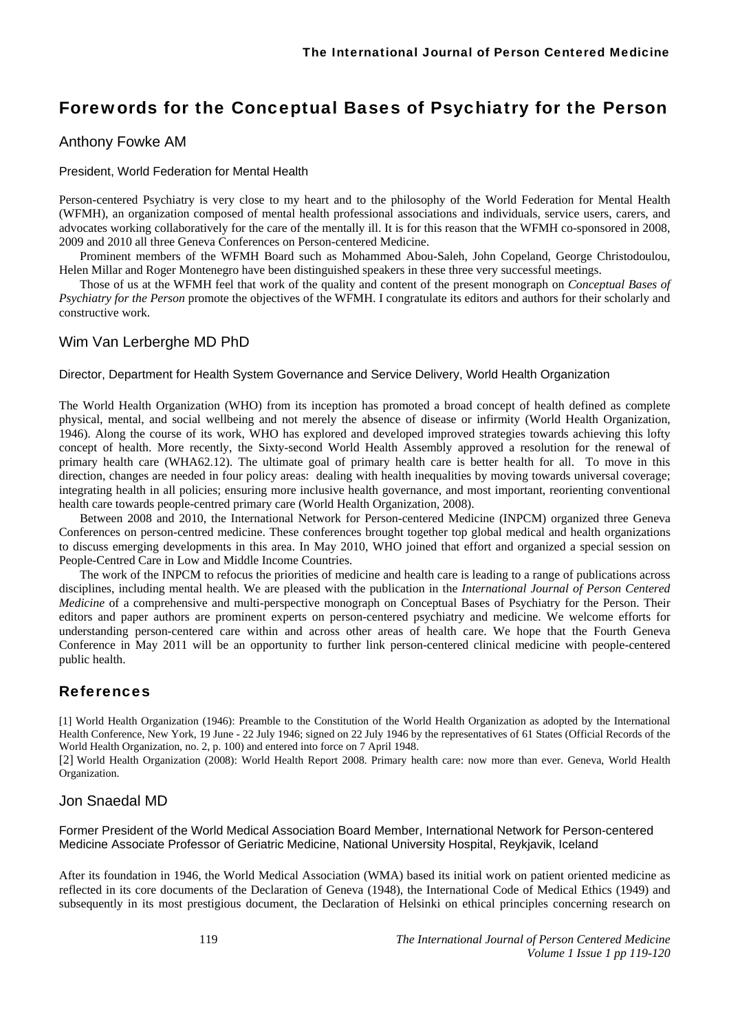# Forewords for the Conceptual Bases of Psychiatry for the Person

## Anthony Fowke AM

President, World Federation for Mental Health

Person-centered Psychiatry is very close to my heart and to the philosophy of the World Federation for Mental Health (WFMH), an organization composed of mental health professional associations and individuals, service users, carers, and advocates working collaboratively for the care of the mentally ill. It is for this reason that the WFMH co-sponsored in 2008, 2009 and 2010 all three Geneva Conferences on Person-centered Medicine.

Prominent members of the WFMH Board such as Mohammed Abou-Saleh, John Copeland, George Christodoulou, Helen Millar and Roger Montenegro have been distinguished speakers in these three very successful meetings.

Those of us at the WFMH feel that work of the quality and content of the present monograph on *Conceptual Bases of Psychiatry for the Person* promote the objectives of the WFMH. I congratulate its editors and authors for their scholarly and constructive work.

## Wim Van Lerberghe MD PhD

Director, Department for Health System Governance and Service Delivery, World Health Organization

The World Health Organization (WHO) from its inception has promoted a broad concept of health defined as complete physical, mental, and social wellbeing and not merely the absence of disease or infirmity (World Health Organization, 1946). Along the course of its work, WHO has explored and developed improved strategies towards achieving this lofty concept of health. More recently, the Sixty-second World Health Assembly approved a resolution for the renewal of primary health care (WHA62.12). The ultimate goal of primary health care is better health for all. To move in this direction, changes are needed in four policy areas: dealing with health inequalities by moving towards universal coverage; integrating health in all policies; ensuring more inclusive health governance, and most important, reorienting conventional health care towards people-centred primary care (World Health Organization, 2008).

Between 2008 and 2010, the International Network for Person-centered Medicine (INPCM) organized three Geneva Conferences on person-centred medicine. These conferences brought together top global medical and health organizations to discuss emerging developments in this area. In May 2010, WHO joined that effort and organized a special session on People-Centred Care in Low and Middle Income Countries.

The work of the INPCM to refocus the priorities of medicine and health care is leading to a range of publications across disciplines, including mental health. We are pleased with the publication in the *International Journal of Person Centered Medicine* of a comprehensive and multi-perspective monograph on Conceptual Bases of Psychiatry for the Person. Their editors and paper authors are prominent experts on person-centered psychiatry and medicine. We welcome efforts for understanding person-centered care within and across other areas of health care. We hope that the Fourth Geneva Conference in May 2011 will be an opportunity to further link person-centered clinical medicine with people-centered public health.

### References

[1] World Health Organization (1946): Preamble to the Constitution of the World Health Organization as adopted by the International Health Conference, New York, 19 June - 22 July 1946; signed on 22 July 1946 by the representatives of 61 States (Official Records of the World Health Organization, no. 2, p. 100) and entered into force on 7 April 1948.

[2] World Health Organization (2008): World Health Report 2008. Primary health care: now more than ever. Geneva, World Health Organization.

## Jon Snaedal MD

Former President of the World Medical Association Board Member, International Network for Person-centered Medicine Associate Professor of Geriatric Medicine, National University Hospital, Reykjavik, Iceland

After its foundation in 1946, the World Medical Association (WMA) based its initial work on patient oriented medicine as reflected in its core documents of the Declaration of Geneva (1948), the International Code of Medical Ethics (1949) and subsequently in its most prestigious document, the Declaration of Helsinki on ethical principles concerning research on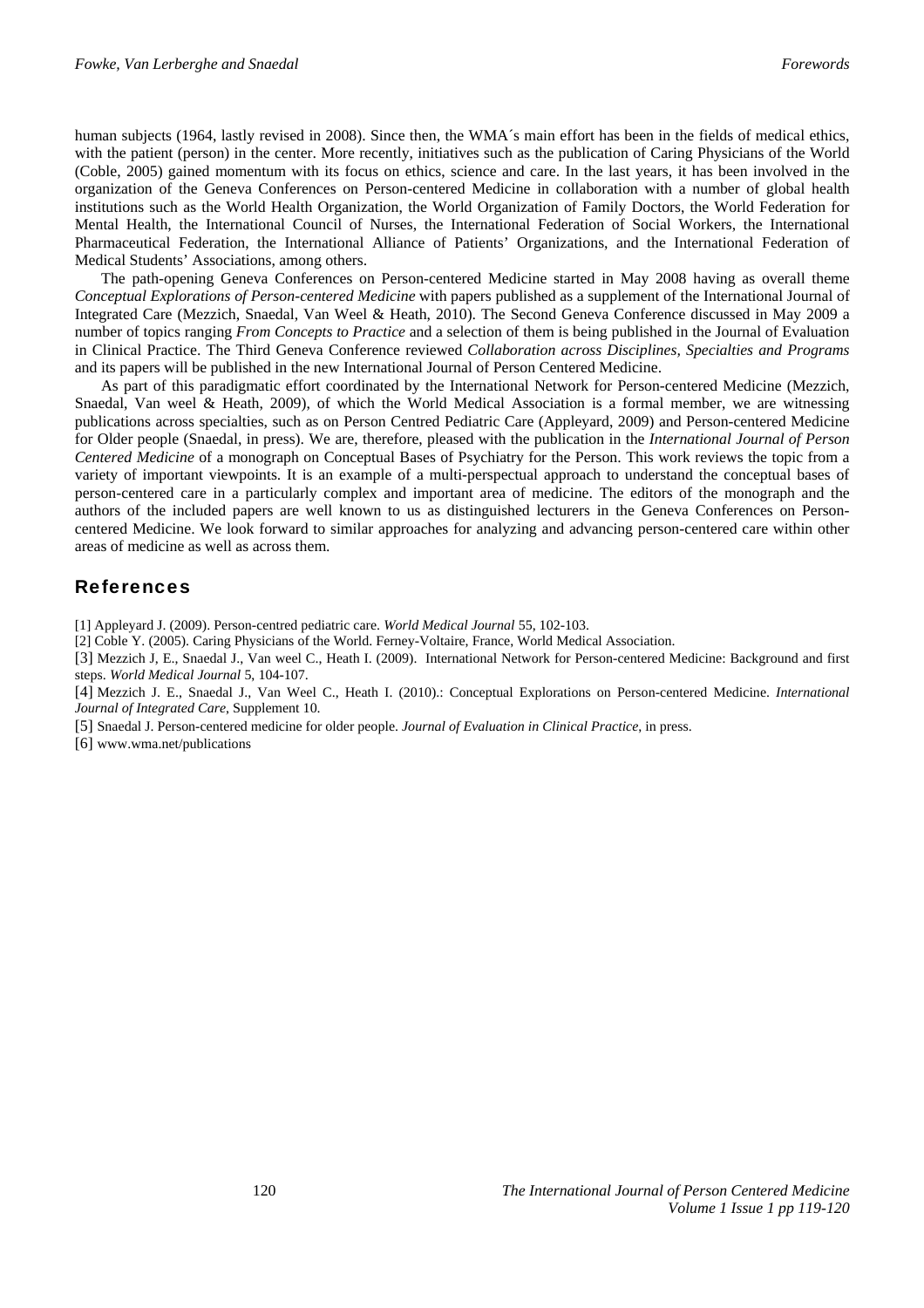human subjects (1964, lastly revised in 2008). Since then, the WMA´s main effort has been in the fields of medical ethics, with the patient (person) in the center. More recently, initiatives such as the publication of Caring Physicians of the World (Coble, 2005) gained momentum with its focus on ethics, science and care. In the last years, it has been involved in the organization of the Geneva Conferences on Person-centered Medicine in collaboration with a number of global health institutions such as the World Health Organization, the World Organization of Family Doctors, the World Federation for Mental Health, the International Council of Nurses, the International Federation of Social Workers, the International Pharmaceutical Federation, the International Alliance of Patients' Organizations, and the International Federation of Medical Students' Associations, among others.

The path-opening Geneva Conferences on Person-centered Medicine started in May 2008 having as overall theme *Conceptual Explorations of Person-centered Medicine* with papers published as a supplement of the International Journal of Integrated Care (Mezzich, Snaedal, Van Weel & Heath, 2010). The Second Geneva Conference discussed in May 2009 a number of topics ranging *From Concepts to Practice* and a selection of them is being published in the Journal of Evaluation in Clinical Practice. The Third Geneva Conference reviewed *Collaboration across Disciplines, Specialties and Programs* and its papers will be published in the new International Journal of Person Centered Medicine.

As part of this paradigmatic effort coordinated by the International Network for Person-centered Medicine (Mezzich, Snaedal, Van weel & Heath, 2009), of which the World Medical Association is a formal member, we are witnessing publications across specialties, such as on Person Centred Pediatric Care (Appleyard, 2009) and Person-centered Medicine for Older people (Snaedal, in press). We are, therefore, pleased with the publication in the *International Journal of Person Centered Medicine* of a monograph on Conceptual Bases of Psychiatry for the Person. This work reviews the topic from a variety of important viewpoints. It is an example of a multi-perspectual approach to understand the conceptual bases of person-centered care in a particularly complex and important area of medicine. The editors of the monograph and the authors of the included papers are well known to us as distinguished lecturers in the Geneva Conferences on Person-centered Medicine. We look forward to similar approaches for analyzing and advancing person-centered care within other areas of medicine as well as across them.

## References

[1] Appleyard J. (2009). Person-centred pediatric care. *World Medical Journal* 55, 102-103.

[2] Coble Y. (2005). Caring Physicians of the World. Ferney-Voltaire, France, World Medical Association.

[3] Mezzich J, E., Snaedal J., Van weel C., Heath I. (2009). International Network for Person-centered Medicine: Background and first steps. *World Medical Journal* 5, 104-107.

[4] Mezzich J. E., Snaedal J., Van Weel C., Heath I. (2010).: Conceptual Explorations on Person-centered Medicine. *International Journal of Integrated Care*, Supplement 10.

[5] Snaedal J. Person-centered medicine for older people. *Journal of Evaluation in Clinical Practice*, in press.

[6] www.wma.net/publications